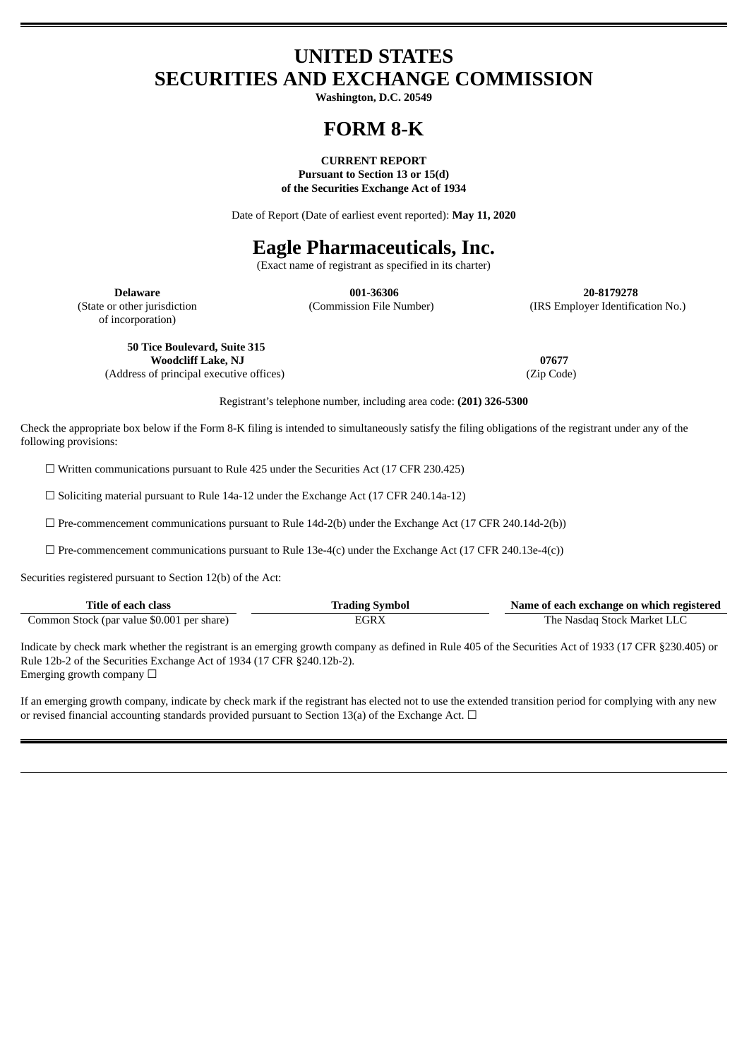# UNITED STATES
# SECURITIES AND EXCHANGE COMMISSION

**Washington, D.C. 20549**

# FORM 8-K

**CURRENT REPORT**
**Pursuant to Section 13 or 15(d)**
**of the Securities Exchange Act of 1934**

Date of Report (Date of earliest event reported): **May 11, 2020**

# Eagle Pharmaceuticals, Inc.

(Exact name of registrant as specified in its charter)

| **Delaware** | **001-36306** | **20-8179278** |
|---|---|---|
| (State or other jurisdiction of incorporation) | (Commission File Number) | (IRS Employer Identification No.) |

| **50 Tice Boulevard, Suite 315 Woodcliff Lake, NJ** | **07677** |
|---|---|
| (Address of principal executive offices) | (Zip Code) |

Registrant's telephone number, including area code: **(201) 326-5300**

Check the appropriate box below if the Form 8-K filing is intended to simultaneously satisfy the filing obligations of the registrant under any of the following provisions:

☐ Written communications pursuant to Rule 425 under the Securities Act (17 CFR 230.425)

☐ Soliciting material pursuant to Rule 14a-12 under the Exchange Act (17 CFR 240.14a-12)

☐ Pre-commencement communications pursuant to Rule 14d-2(b) under the Exchange Act (17 CFR 240.14d-2(b))

☐ Pre-commencement communications pursuant to Rule 13e-4(c) under the Exchange Act (17 CFR 240.13e-4(c))

Securities registered pursuant to Section 12(b) of the Act:

| Title of each class | Trading Symbol | Name of each exchange on which registered |
|---|---|---|
| Common Stock (par value $0.001 per share) | EGRX | The Nasdaq Stock Market LLC |

Indicate by check mark whether the registrant is an emerging growth company as defined in Rule 405 of the Securities Act of 1933 (17 CFR §230.405) or Rule 12b-2 of the Securities Exchange Act of 1934 (17 CFR §240.12b-2).
Emerging growth company ☐

If an emerging growth company, indicate by check mark if the registrant has elected not to use the extended transition period for complying with any new or revised financial accounting standards provided pursuant to Section 13(a) of the Exchange Act. ☐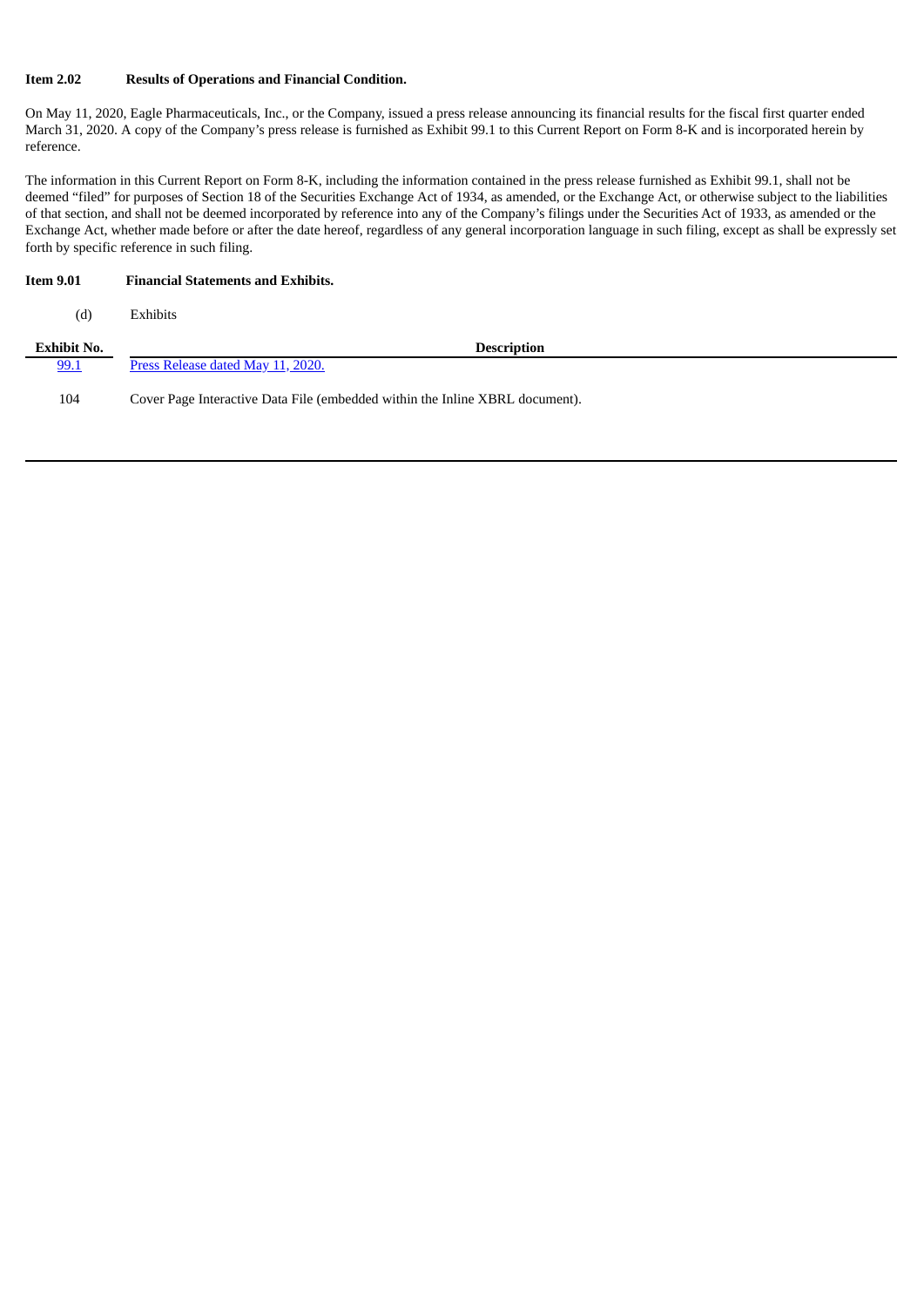**Item 2.02 Results of Operations and Financial Condition.**

On May 11, 2020, Eagle Pharmaceuticals, Inc., or the Company, issued a press release announcing its financial results for the fiscal first quarter ended March 31, 2020. A copy of the Company's press release is furnished as Exhibit 99.1 to this Current Report on Form 8-K and is incorporated herein by reference.

The information in this Current Report on Form 8-K, including the information contained in the press release furnished as Exhibit 99.1, shall not be deemed "filed" for purposes of Section 18 of the Securities Exchange Act of 1934, as amended, or the Exchange Act, or otherwise subject to the liabilities of that section, and shall not be deemed incorporated by reference into any of the Company's filings under the Securities Act of 1933, as amended or the Exchange Act, whether made before or after the date hereof, regardless of any general incorporation language in such filing, except as shall be expressly set forth by specific reference in such filing.

**Item 9.01 Financial Statements and Exhibits.**

(d) Exhibits

| Exhibit No. | Description |
| --- | --- |
| 99.1 | Press Release dated May 11, 2020. |
| 104 | Cover Page Interactive Data File (embedded within the Inline XBRL document). |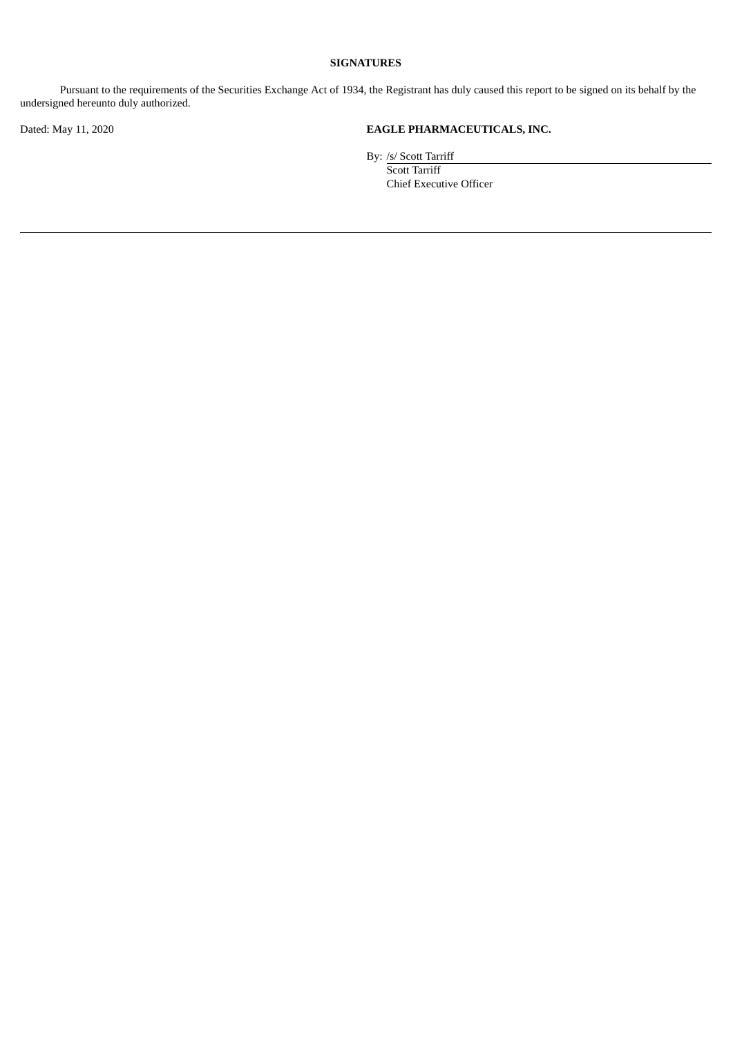**SIGNATURES**

Pursuant to the requirements of the Securities Exchange Act of 1934, the Registrant has duly caused this report to be signed on its behalf by the undersigned hereunto duly authorized.

Dated: May 11, 2020

**EAGLE PHARMACEUTICALS, INC.**

By: /s/ Scott Tarriff
Scott Tarriff
Chief Executive Officer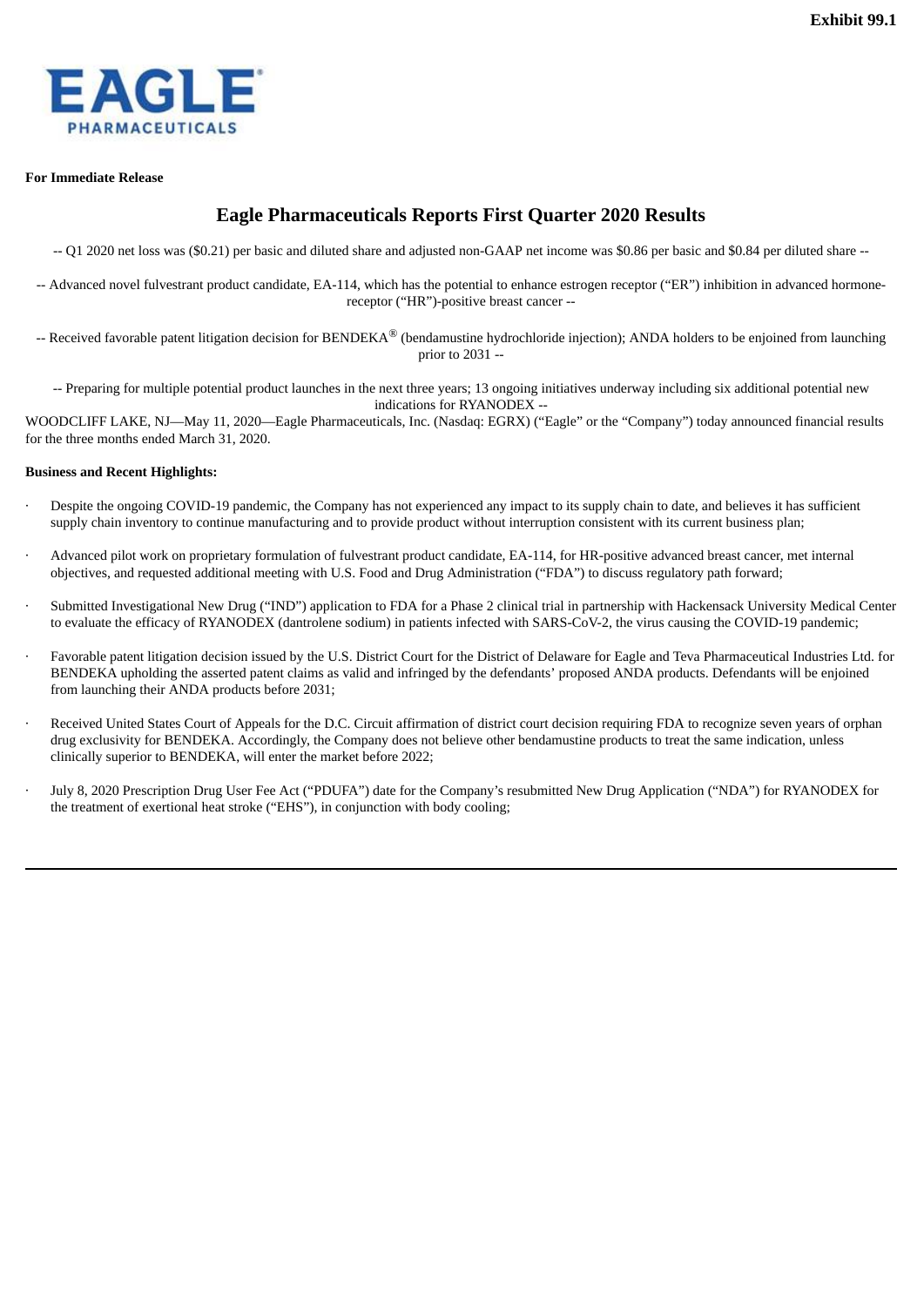Exhibit 99.1

EAGLE PHARMACEUTICALS

**For Immediate Release**

## Eagle Pharmaceuticals Reports First Quarter 2020 Results

-- Q1 2020 net loss was ($0.21) per basic and diluted share and adjusted non-GAAP net income was $0.86 per basic and $0.84 per diluted share --

-- Advanced novel fulvestrant product candidate, EA-114, which has the potential to enhance estrogen receptor (“ER”) inhibition in advanced hormone-receptor (“HR”)-positive breast cancer --

-- Received favorable patent litigation decision for BENDEKA® (bendamustine hydrochloride injection); ANDA holders to be enjoined from launching prior to 2031 --

-- Preparing for multiple potential product launches in the next three years; 13 ongoing initiatives underway including six additional potential new indications for RYANODEX --

WOODCLIFF LAKE, NJ—May 11, 2020—Eagle Pharmaceuticals, Inc. (Nasdaq: EGRX) (“Eagle” or the “Company”) today announced financial results for the three months ended March 31, 2020.

**Business and Recent Highlights:**

- Despite the ongoing COVID-19 pandemic, the Company has not experienced any impact to its supply chain to date, and believes it has sufficient supply chain inventory to continue manufacturing and to provide product without interruption consistent with its current business plan;
- Advanced pilot work on proprietary formulation of fulvestrant product candidate, EA-114, for HR-positive advanced breast cancer, met internal objectives, and requested additional meeting with U.S. Food and Drug Administration (“FDA”) to discuss regulatory path forward;
- Submitted Investigational New Drug (“IND”) application to FDA for a Phase 2 clinical trial in partnership with Hackensack University Medical Center to evaluate the efficacy of RYANODEX (dantrolene sodium) in patients infected with SARS-CoV-2, the virus causing the COVID-19 pandemic;
- Favorable patent litigation decision issued by the U.S. District Court for the District of Delaware for Eagle and Teva Pharmaceutical Industries Ltd. for BENDEKA upholding the asserted patent claims as valid and infringed by the defendants’ proposed ANDA products. Defendants will be enjoined from launching their ANDA products before 2031;
- Received United States Court of Appeals for the D.C. Circuit affirmation of district court decision requiring FDA to recognize seven years of orphan drug exclusivity for BENDEKA. Accordingly, the Company does not believe other bendamustine products to treat the same indication, unless clinically superior to BENDEKA, will enter the market before 2022;
- July 8, 2020 Prescription Drug User Fee Act (“PDUFA”) date for the Company’s resubmitted New Drug Application (“NDA”) for RYANODEX for the treatment of exertional heat stroke (“EHS”), in conjunction with body cooling;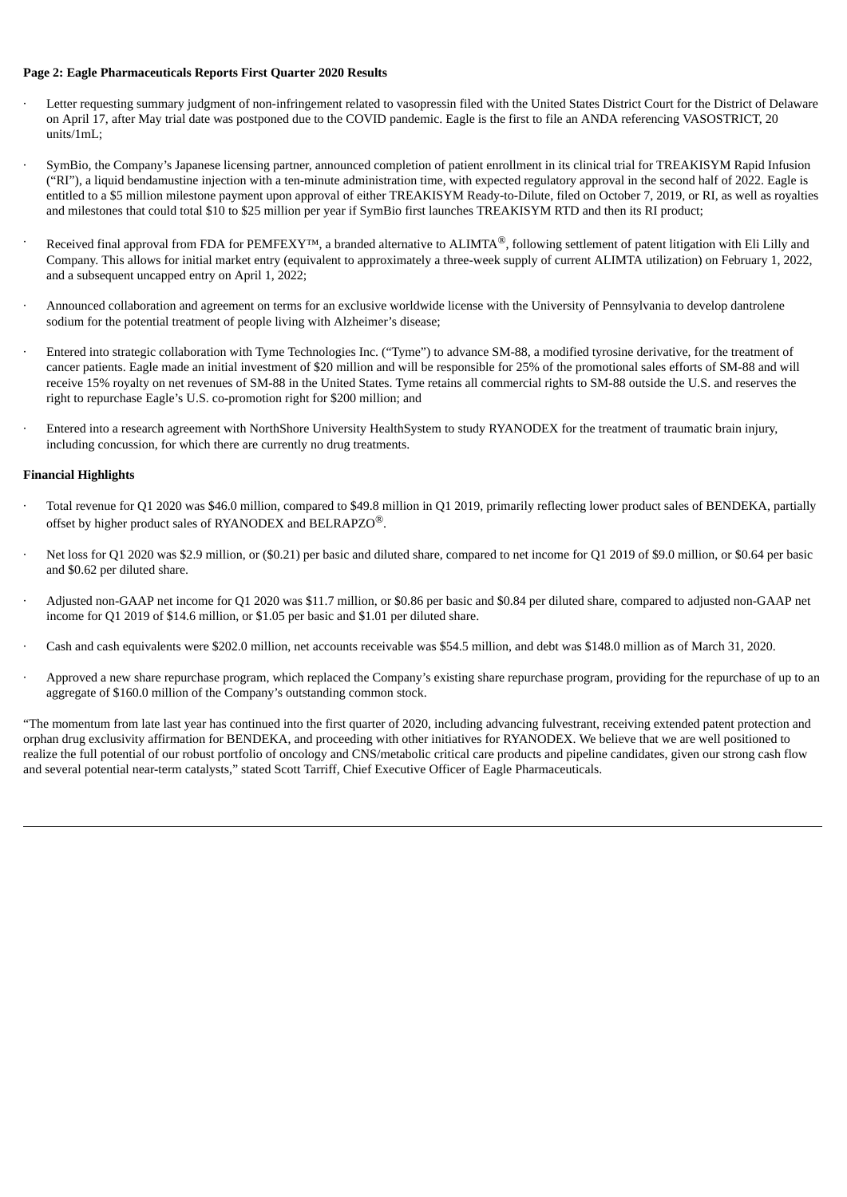**Page 2: Eagle Pharmaceuticals Reports First Quarter 2020 Results**

- Letter requesting summary judgment of non-infringement related to vasopressin filed with the United States District Court for the District of Delaware on April 17, after May trial date was postponed due to the COVID pandemic. Eagle is the first to file an ANDA referencing VASOSTRICT, 20 units/1mL;
- SymBio, the Company's Japanese licensing partner, announced completion of patient enrollment in its clinical trial for TREAKISYM Rapid Infusion ("RI"), a liquid bendamustine injection with a ten-minute administration time, with expected regulatory approval in the second half of 2022. Eagle is entitled to a $5 million milestone payment upon approval of either TREAKISYM Ready-to-Dilute, filed on October 7, 2019, or RI, as well as royalties and milestones that could total $10 to $25 million per year if SymBio first launches TREAKISYM RTD and then its RI product;
- Received final approval from FDA for PEMFEXY™, a branded alternative to ALIMTA®, following settlement of patent litigation with Eli Lilly and Company. This allows for initial market entry (equivalent to approximately a three-week supply of current ALIMTA utilization) on February 1, 2022, and a subsequent uncapped entry on April 1, 2022;
- Announced collaboration and agreement on terms for an exclusive worldwide license with the University of Pennsylvania to develop dantrolene sodium for the potential treatment of people living with Alzheimer's disease;
- Entered into strategic collaboration with Tyme Technologies Inc. ("Tyme") to advance SM-88, a modified tyrosine derivative, for the treatment of cancer patients. Eagle made an initial investment of $20 million and will be responsible for 25% of the promotional sales efforts of SM-88 and will receive 15% royalty on net revenues of SM-88 in the United States. Tyme retains all commercial rights to SM-88 outside the U.S. and reserves the right to repurchase Eagle's U.S. co-promotion right for $200 million; and
- Entered into a research agreement with NorthShore University HealthSystem to study RYANODEX for the treatment of traumatic brain injury, including concussion, for which there are currently no drug treatments.

**Financial Highlights**

- Total revenue for Q1 2020 was $46.0 million, compared to $49.8 million in Q1 2019, primarily reflecting lower product sales of BENDEKA, partially offset by higher product sales of RYANODEX and BELRAPZO®.
- Net loss for Q1 2020 was $2.9 million, or ($0.21) per basic and diluted share, compared to net income for Q1 2019 of $9.0 million, or $0.64 per basic and $0.62 per diluted share.
- Adjusted non-GAAP net income for Q1 2020 was $11.7 million, or $0.86 per basic and $0.84 per diluted share, compared to adjusted non-GAAP net income for Q1 2019 of $14.6 million, or $1.05 per basic and $1.01 per diluted share.
- Cash and cash equivalents were $202.0 million, net accounts receivable was $54.5 million, and debt was $148.0 million as of March 31, 2020.
- Approved a new share repurchase program, which replaced the Company's existing share repurchase program, providing for the repurchase of up to an aggregate of $160.0 million of the Company's outstanding common stock.

"The momentum from late last year has continued into the first quarter of 2020, including advancing fulvestrant, receiving extended patent protection and orphan drug exclusivity affirmation for BENDEKA, and proceeding with other initiatives for RYANODEX. We believe that we are well positioned to realize the full potential of our robust portfolio of oncology and CNS/metabolic critical care products and pipeline candidates, given our strong cash flow and several potential near-term catalysts," stated Scott Tarriff, Chief Executive Officer of Eagle Pharmaceuticals.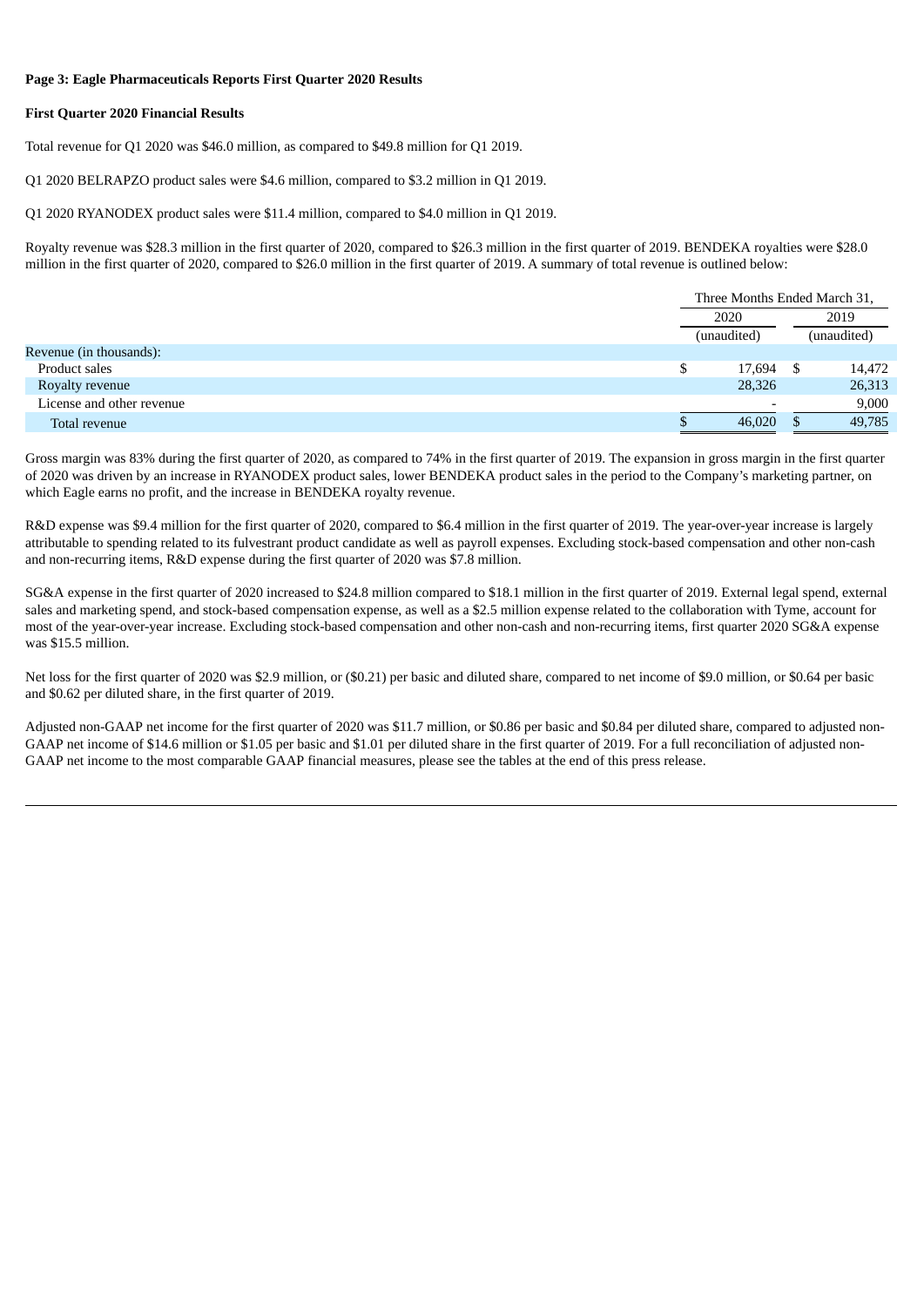**Page 3: Eagle Pharmaceuticals Reports First Quarter 2020 Results**

**First Quarter 2020 Financial Results**

Total revenue for Q1 2020 was $46.0 million, as compared to $49.8 million for Q1 2019.

Q1 2020 BELRAPZO product sales were $4.6 million, compared to $3.2 million in Q1 2019.

Q1 2020 RYANODEX product sales were $11.4 million, compared to $4.0 million in Q1 2019.

Royalty revenue was $28.3 million in the first quarter of 2020, compared to $26.3 million in the first quarter of 2019. BENDEKA royalties were $28.0 million in the first quarter of 2020, compared to $26.0 million in the first quarter of 2019. A summary of total revenue is outlined below:

| | Three Months Ended March 31, | |
|---|---|---|
| | 2020 | 2019 |
| | (unaudited) | (unaudited) |
| Revenue (in thousands): | | |
| Product sales | $ 17,694 | $ 14,472 |
| Royalty revenue | 28,326 | 26,313 |
| License and other revenue | - | 9,000 |
| Total revenue | $ 46,020 | $ 49,785 |

Gross margin was 83% during the first quarter of 2020, as compared to 74% in the first quarter of 2019. The expansion in gross margin in the first quarter of 2020 was driven by an increase in RYANODEX product sales, lower BENDEKA product sales in the period to the Company's marketing partner, on which Eagle earns no profit, and the increase in BENDEKA royalty revenue.

R&D expense was $9.4 million for the first quarter of 2020, compared to $6.4 million in the first quarter of 2019. The year-over-year increase is largely attributable to spending related to its fulvestrant product candidate as well as payroll expenses. Excluding stock-based compensation and other non-cash and non-recurring items, R&D expense during the first quarter of 2020 was $7.8 million.

SG&A expense in the first quarter of 2020 increased to $24.8 million compared to $18.1 million in the first quarter of 2019. External legal spend, external sales and marketing spend, and stock-based compensation expense, as well as a $2.5 million expense related to the collaboration with Tyme, account for most of the year-over-year increase. Excluding stock-based compensation and other non-cash and non-recurring items, first quarter 2020 SG&A expense was $15.5 million.

Net loss for the first quarter of 2020 was $2.9 million, or ($0.21) per basic and diluted share, compared to net income of $9.0 million, or $0.64 per basic and $0.62 per diluted share, in the first quarter of 2019.

Adjusted non-GAAP net income for the first quarter of 2020 was $11.7 million, or $0.86 per basic and $0.84 per diluted share, compared to adjusted non-GAAP net income of $14.6 million or $1.05 per basic and $1.01 per diluted share in the first quarter of 2019. For a full reconciliation of adjusted non-GAAP net income to the most comparable GAAP financial measures, please see the tables at the end of this press release.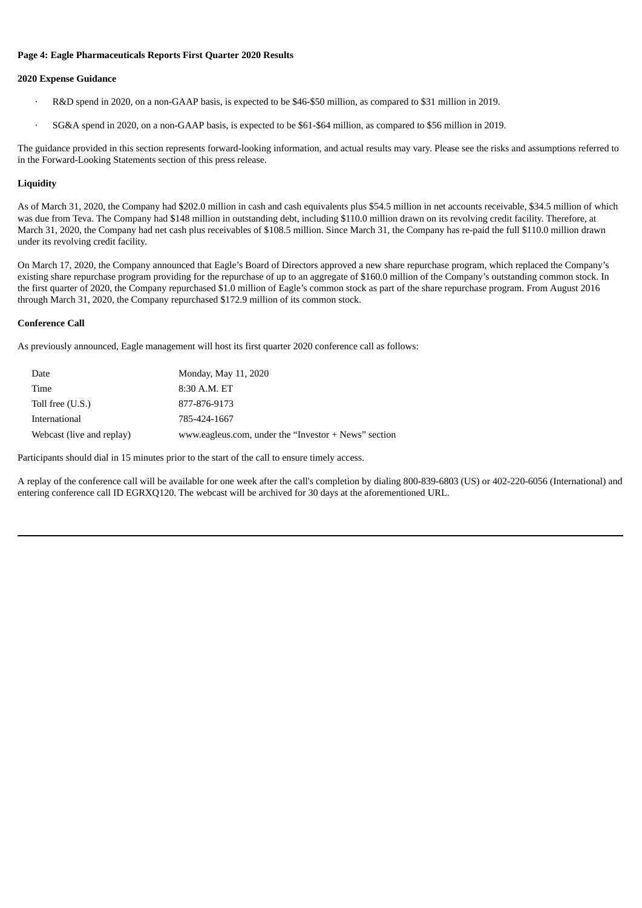**Page 4: Eagle Pharmaceuticals Reports First Quarter 2020 Results**

**2020 Expense Guidance**

- R&D spend in 2020, on a non-GAAP basis, is expected to be $46-$50 million, as compared to $31 million in 2019.
- SG&A spend in 2020, on a non-GAAP basis, is expected to be $61-$64 million, as compared to $56 million in 2019.

The guidance provided in this section represents forward-looking information, and actual results may vary. Please see the risks and assumptions referred to in the Forward-Looking Statements section of this press release.

**Liquidity**

As of March 31, 2020, the Company had $202.0 million in cash and cash equivalents plus $54.5 million in net accounts receivable, $34.5 million of which was due from Teva. The Company had $148 million in outstanding debt, including $110.0 million drawn on its revolving credit facility. Therefore, at March 31, 2020, the Company had net cash plus receivables of $108.5 million. Since March 31, the Company has re-paid the full $110.0 million drawn under its revolving credit facility.

On March 17, 2020, the Company announced that Eagle's Board of Directors approved a new share repurchase program, which replaced the Company's existing share repurchase program providing for the repurchase of up to an aggregate of $160.0 million of the Company's outstanding common stock. In the first quarter of 2020, the Company repurchased $1.0 million of Eagle's common stock as part of the share repurchase program. From August 2016 through March 31, 2020, the Company repurchased $172.9 million of its common stock.

**Conference Call**

As previously announced, Eagle management will host its first quarter 2020 conference call as follows:

| | |
|---|---|
| Date | Monday, May 11, 2020 |
| Time | 8:30 A.M. ET |
| Toll free (U.S.) | 877-876-9173 |
| International | 785-424-1667 |
| Webcast (live and replay) | www.eagleus.com, under the "Investor + News" section |

Participants should dial in 15 minutes prior to the start of the call to ensure timely access.

A replay of the conference call will be available for one week after the call's completion by dialing 800-839-6803 (US) or 402-220-6056 (International) and entering conference call ID EGRXQ120. The webcast will be archived for 30 days at the aforementioned URL.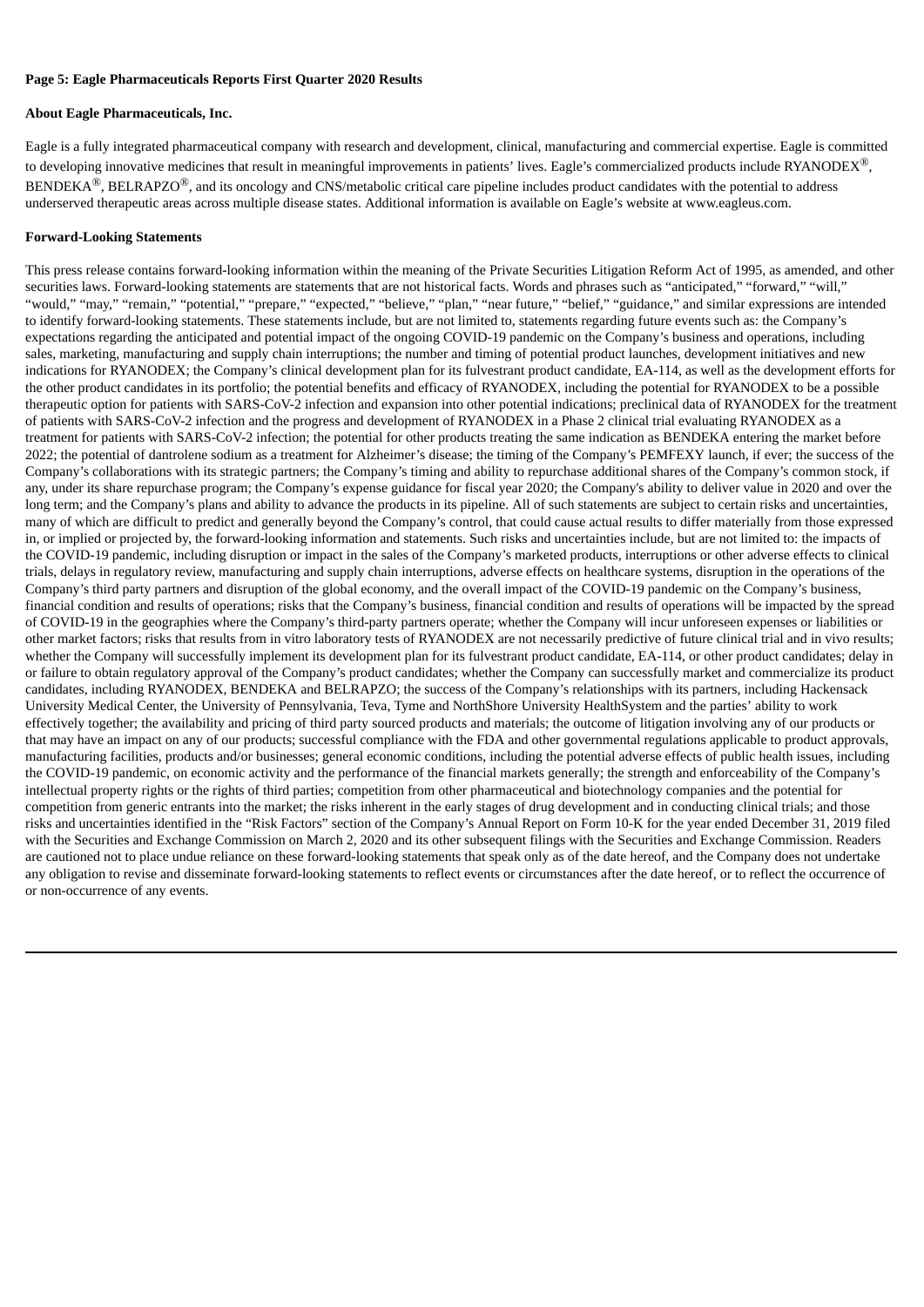**Page 5: Eagle Pharmaceuticals Reports First Quarter 2020 Results**

**About Eagle Pharmaceuticals, Inc.**

Eagle is a fully integrated pharmaceutical company with research and development, clinical, manufacturing and commercial expertise. Eagle is committed to developing innovative medicines that result in meaningful improvements in patients' lives. Eagle's commercialized products include RYANODEX®, BENDEKA®, BELRAPZO®, and its oncology and CNS/metabolic critical care pipeline includes product candidates with the potential to address underserved therapeutic areas across multiple disease states. Additional information is available on Eagle's website at www.eagleus.com.

**Forward-Looking Statements**

This press release contains forward-looking information within the meaning of the Private Securities Litigation Reform Act of 1995, as amended, and other securities laws. Forward-looking statements are statements that are not historical facts. Words and phrases such as "anticipated," "forward," "will," "would," "may," "remain," "potential," "prepare," "expected," "believe," "plan," "near future," "belief," "guidance," and similar expressions are intended to identify forward-looking statements. These statements include, but are not limited to, statements regarding future events such as: the Company's expectations regarding the anticipated and potential impact of the ongoing COVID-19 pandemic on the Company's business and operations, including sales, marketing, manufacturing and supply chain interruptions; the number and timing of potential product launches, development initiatives and new indications for RYANODEX; the Company's clinical development plan for its fulvestrant product candidate, EA-114, as well as the development efforts for the other product candidates in its portfolio; the potential benefits and efficacy of RYANODEX, including the potential for RYANODEX to be a possible therapeutic option for patients with SARS-CoV-2 infection and expansion into other potential indications; preclinical data of RYANODEX for the treatment of patients with SARS-CoV-2 infection and the progress and development of RYANODEX in a Phase 2 clinical trial evaluating RYANODEX as a treatment for patients with SARS-CoV-2 infection; the potential for other products treating the same indication as BENDEKA entering the market before 2022; the potential of dantrolene sodium as a treatment for Alzheimer's disease; the timing of the Company's PEMFEXY launch, if ever; the success of the Company's collaborations with its strategic partners; the Company's timing and ability to repurchase additional shares of the Company's common stock, if any, under its share repurchase program; the Company's expense guidance for fiscal year 2020; the Company's ability to deliver value in 2020 and over the long term; and the Company's plans and ability to advance the products in its pipeline. All of such statements are subject to certain risks and uncertainties, many of which are difficult to predict and generally beyond the Company's control, that could cause actual results to differ materially from those expressed in, or implied or projected by, the forward-looking information and statements. Such risks and uncertainties include, but are not limited to: the impacts of the COVID-19 pandemic, including disruption or impact in the sales of the Company's marketed products, interruptions or other adverse effects to clinical trials, delays in regulatory review, manufacturing and supply chain interruptions, adverse effects on healthcare systems, disruption in the operations of the Company's third party partners and disruption of the global economy, and the overall impact of the COVID-19 pandemic on the Company's business, financial condition and results of operations; risks that the Company's business, financial condition and results of operations will be impacted by the spread of COVID-19 in the geographies where the Company's third-party partners operate; whether the Company will incur unforeseen expenses or liabilities or other market factors; risks that results from in vitro laboratory tests of RYANODEX are not necessarily predictive of future clinical trial and in vivo results; whether the Company will successfully implement its development plan for its fulvestrant product candidate, EA-114, or other product candidates; delay in or failure to obtain regulatory approval of the Company's product candidates; whether the Company can successfully market and commercialize its product candidates, including RYANODEX, BENDEKA and BELRAPZO; the success of the Company's relationships with its partners, including Hackensack University Medical Center, the University of Pennsylvania, Teva, Tyme and NorthShore University HealthSystem and the parties' ability to work effectively together; the availability and pricing of third party sourced products and materials; the outcome of litigation involving any of our products or that may have an impact on any of our products; successful compliance with the FDA and other governmental regulations applicable to product approvals, manufacturing facilities, products and/or businesses; general economic conditions, including the potential adverse effects of public health issues, including the COVID-19 pandemic, on economic activity and the performance of the financial markets generally; the strength and enforceability of the Company's intellectual property rights or the rights of third parties; competition from other pharmaceutical and biotechnology companies and the potential for competition from generic entrants into the market; the risks inherent in the early stages of drug development and in conducting clinical trials; and those risks and uncertainties identified in the "Risk Factors" section of the Company's Annual Report on Form 10-K for the year ended December 31, 2019 filed with the Securities and Exchange Commission on March 2, 2020 and its other subsequent filings with the Securities and Exchange Commission. Readers are cautioned not to place undue reliance on these forward-looking statements that speak only as of the date hereof, and the Company does not undertake any obligation to revise and disseminate forward-looking statements to reflect events or circumstances after the date hereof, or to reflect the occurrence of or non-occurrence of any events.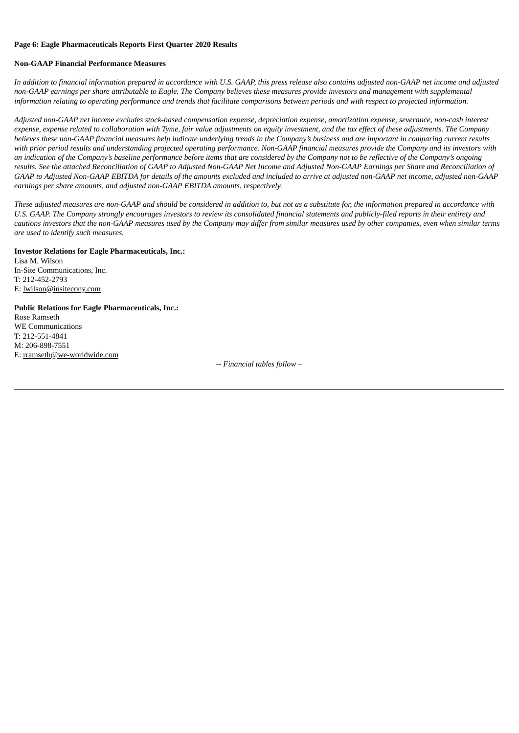**Page 6: Eagle Pharmaceuticals Reports First Quarter 2020 Results**

**Non-GAAP Financial Performance Measures**

*In addition to financial information prepared in accordance with U.S. GAAP, this press release also contains adjusted non-GAAP net income and adjusted non-GAAP earnings per share attributable to Eagle. The Company believes these measures provide investors and management with supplemental information relating to operating performance and trends that facilitate comparisons between periods and with respect to projected information.*

*Adjusted non-GAAP net income excludes stock-based compensation expense, depreciation expense, amortization expense, severance, non-cash interest expense, expense related to collaboration with Tyme, fair value adjustments on equity investment, and the tax effect of these adjustments. The Company believes these non-GAAP financial measures help indicate underlying trends in the Company's business and are important in comparing current results with prior period results and understanding projected operating performance. Non-GAAP financial measures provide the Company and its investors with an indication of the Company's baseline performance before items that are considered by the Company not to be reflective of the Company's ongoing results. See the attached Reconciliation of GAAP to Adjusted Non-GAAP Net Income and Adjusted Non-GAAP Earnings per Share and Reconciliation of GAAP to Adjusted Non-GAAP EBITDA for details of the amounts excluded and included to arrive at adjusted non-GAAP net income, adjusted non-GAAP earnings per share amounts, and adjusted non-GAAP EBITDA amounts, respectively.*

*These adjusted measures are non-GAAP and should be considered in addition to, but not as a substitute for, the information prepared in accordance with U.S. GAAP. The Company strongly encourages investors to review its consolidated financial statements and publicly-filed reports in their entirety and cautions investors that the non-GAAP measures used by the Company may differ from similar measures used by other companies, even when similar terms are used to identify such measures.*

**Investor Relations for Eagle Pharmaceuticals, Inc.:**
Lisa M. Wilson
In-Site Communications, Inc.
T: 212-452-2793
E: lwilson@insitecony.com

**Public Relations for Eagle Pharmaceuticals, Inc.:**
Rose Ramseth
WE Communications
T: 212-551-4841
M: 206-898-7551
E: rramseth@we-worldwide.com

*-- Financial tables follow –*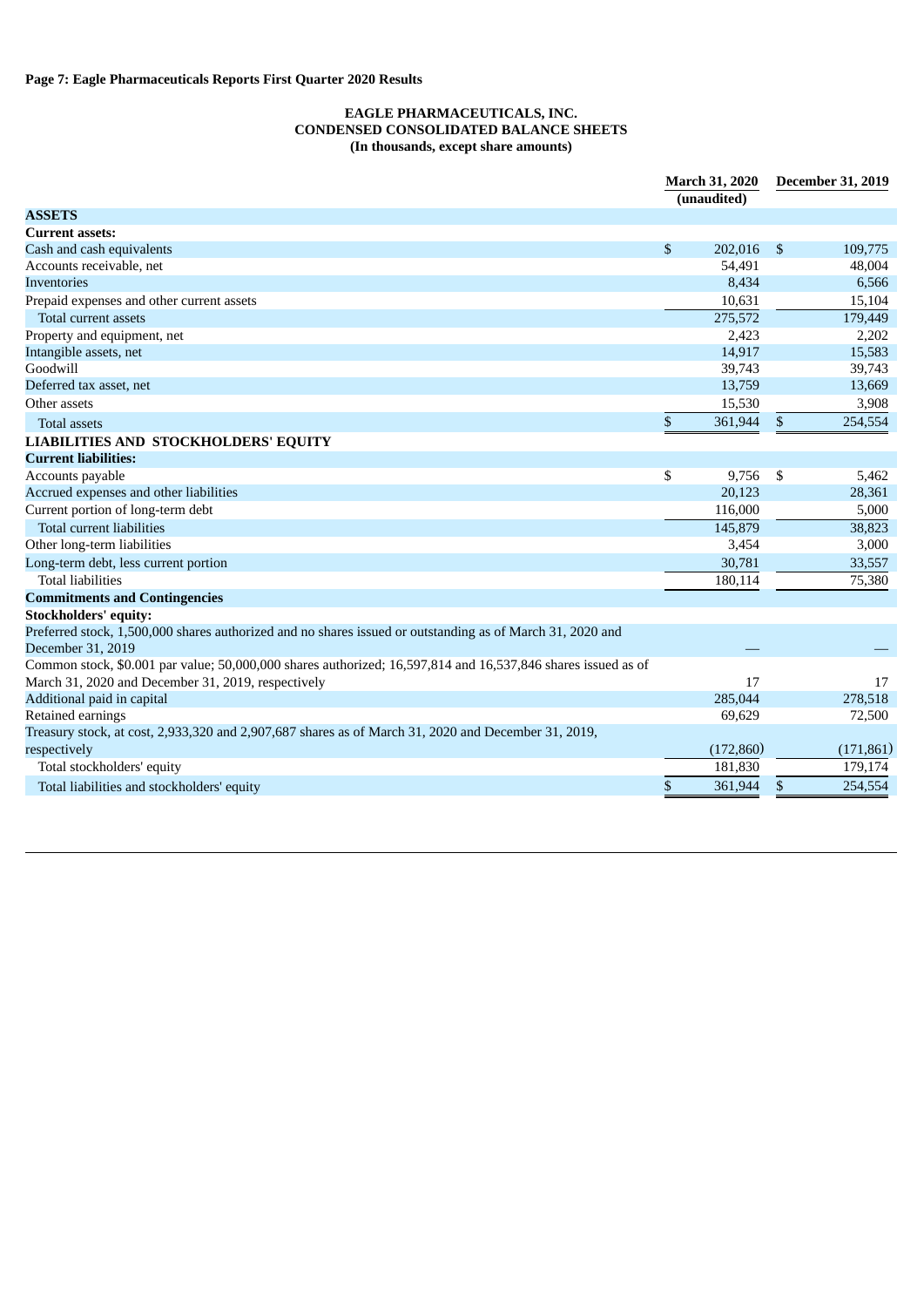**Page 7: Eagle Pharmaceuticals Reports First Quarter 2020 Results**

**EAGLE PHARMACEUTICALS, INC.**
**CONDENSED CONSOLIDATED BALANCE SHEETS**
**(In thousands, except share amounts)**

| | March 31, 2020 (unaudited) | December 31, 2019 |
|---|---|---|
| **ASSETS** | | |
| **Current assets:** | | |
| Cash and cash equivalents | $ 202,016 | $ 109,775 |
| Accounts receivable, net | 54,491 | 48,004 |
| Inventories | 8,434 | 6,566 |
| Prepaid expenses and other current assets | 10,631 | 15,104 |
| Total current assets | 275,572 | 179,449 |
| Property and equipment, net | 2,423 | 2,202 |
| Intangible assets, net | 14,917 | 15,583 |
| Goodwill | 39,743 | 39,743 |
| Deferred tax asset, net | 13,759 | 13,669 |
| Other assets | 15,530 | 3,908 |
| Total assets | $ 361,944 | $ 254,554 |
| **LIABILITIES AND STOCKHOLDERS' EQUITY** | | |
| **Current liabilities:** | | |
| Accounts payable | $ 9,756 | $ 5,462 |
| Accrued expenses and other liabilities | 20,123 | 28,361 |
| Current portion of long-term debt | 116,000 | 5,000 |
| Total current liabilities | 145,879 | 38,823 |
| Other long-term liabilities | 3,454 | 3,000 |
| Long-term debt, less current portion | 30,781 | 33,557 |
| Total liabilities | 180,114 | 75,380 |
| **Commitments and Contingencies** | | |
| **Stockholders' equity:** | | |
| Preferred stock, 1,500,000 shares authorized and no shares issued or outstanding as of March 31, 2020 and December 31, 2019 | — | — |
| Common stock, $0.001 par value; 50,000,000 shares authorized; 16,597,814 and 16,537,846 shares issued as of March 31, 2020 and December 31, 2019, respectively | 17 | 17 |
| Additional paid in capital | 285,044 | 278,518 |
| Retained earnings | 69,629 | 72,500 |
| Treasury stock, at cost, 2,933,320 and 2,907,687 shares as of March 31, 2020 and December 31, 2019, respectively | (172,860) | (171,861) |
| Total stockholders' equity | 181,830 | 179,174 |
| Total liabilities and stockholders' equity | $ 361,944 | $ 254,554 |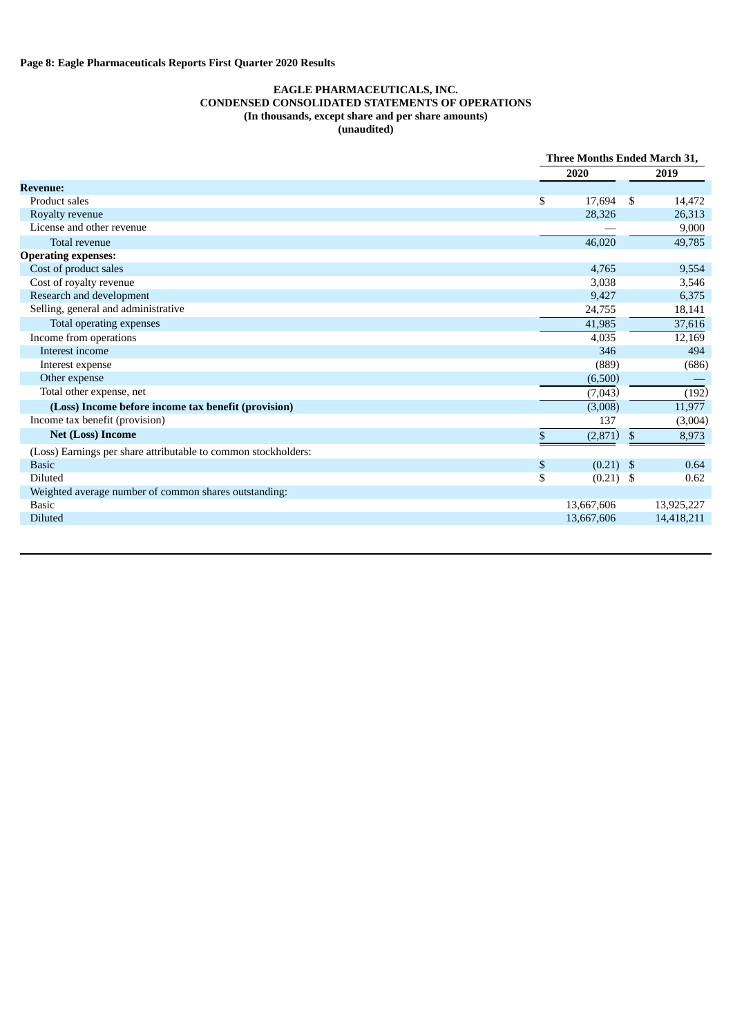**Page 8: Eagle Pharmaceuticals Reports First Quarter 2020 Results**

**EAGLE PHARMACEUTICALS, INC.**
**CONDENSED CONSOLIDATED STATEMENTS OF OPERATIONS**
**(In thousands, except share and per share amounts)**
**(unaudited)**

| | Three Months Ended March 31, | |
|---|---|---|
| | **2020** | **2019** |
| **Revenue:** | | |
| Product sales | $ 17,694 | $ 14,472 |
| Royalty revenue | 28,326 | 26,313 |
| License and other revenue | — | 9,000 |
| Total revenue | 46,020 | 49,785 |
| **Operating expenses:** | | |
| Cost of product sales | 4,765 | 9,554 |
| Cost of royalty revenue | 3,038 | 3,546 |
| Research and development | 9,427 | 6,375 |
| Selling, general and administrative | 24,755 | 18,141 |
| Total operating expenses | 41,985 | 37,616 |
| Income from operations | 4,035 | 12,169 |
| Interest income | 346 | 494 |
| Interest expense | (889) | (686) |
| Other expense | (6,500) | — |
| Total other expense, net | (7,043) | (192) |
| **(Loss) Income before income tax benefit (provision)** | (3,008) | 11,977 |
| Income tax benefit (provision) | 137 | (3,004) |
| **Net (Loss) Income** | $ (2,871) | $ 8,973 |
| (Loss) Earnings per share attributable to common stockholders: | | |
| Basic | $ (0.21) | $ 0.64 |
| Diluted | $ (0.21) | $ 0.62 |
| Weighted average number of common shares outstanding: | | |
| Basic | 13,667,606 | 13,925,227 |
| Diluted | 13,667,606 | 14,418,211 |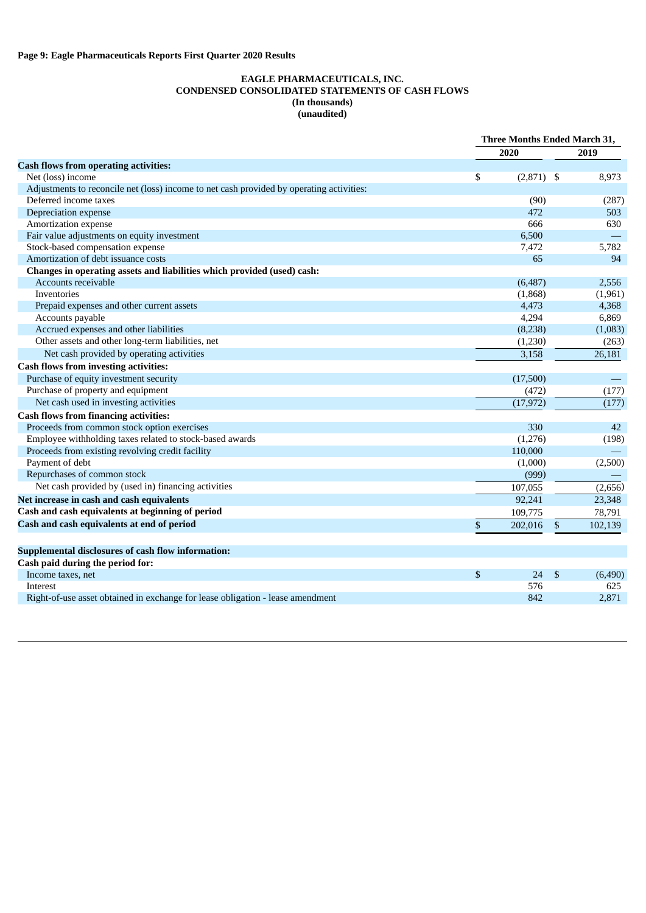**Page 9: Eagle Pharmaceuticals Reports First Quarter 2020 Results**

**EAGLE PHARMACEUTICALS, INC.**
**CONDENSED CONSOLIDATED STATEMENTS OF CASH FLOWS**
**(In thousands)**
**(unaudited)**

| | Three Months Ended March 31, | |
|---|---|---|
| | 2020 | 2019 |
| **Cash flows from operating activities:** | | |
| Net (loss) income | $ (2,871) | $ 8,973 |
| Adjustments to reconcile net (loss) income to net cash provided by operating activities: | | |
| Deferred income taxes | (90) | (287) |
| Depreciation expense | 472 | 503 |
| Amortization expense | 666 | 630 |
| Fair value adjustments on equity investment | 6,500 | — |
| Stock-based compensation expense | 7,472 | 5,782 |
| Amortization of debt issuance costs | 65 | 94 |
| **Changes in operating assets and liabilities which provided (used) cash:** | | |
| Accounts receivable | (6,487) | 2,556 |
| Inventories | (1,868) | (1,961) |
| Prepaid expenses and other current assets | 4,473 | 4,368 |
| Accounts payable | 4,294 | 6,869 |
| Accrued expenses and other liabilities | (8,238) | (1,083) |
| Other assets and other long-term liabilities, net | (1,230) | (263) |
| Net cash provided by operating activities | 3,158 | 26,181 |
| **Cash flows from investing activities:** | | |
| Purchase of equity investment security | (17,500) | — |
| Purchase of property and equipment | (472) | (177) |
| Net cash used in investing activities | (17,972) | (177) |
| **Cash flows from financing activities:** | | |
| Proceeds from common stock option exercises | 330 | 42 |
| Employee withholding taxes related to stock-based awards | (1,276) | (198) |
| Proceeds from existing revolving credit facility | 110,000 | — |
| Payment of debt | (1,000) | (2,500) |
| Repurchases of common stock | (999) | — |
| Net cash provided by (used in) financing activities | 107,055 | (2,656) |
| **Net increase in cash and cash equivalents** | 92,241 | 23,348 |
| **Cash and cash equivalents at beginning of period** | 109,775 | 78,791 |
| **Cash and cash equivalents at end of period** | $ 202,016 | $ 102,139 |
| | | |
| **Supplemental disclosures of cash flow information:** | | |
| **Cash paid during the period for:** | | |
| Income taxes, net | $ 24 | $ (6,490) |
| Interest | 576 | 625 |
| Right-of-use asset obtained in exchange for lease obligation - lease amendment | 842 | 2,871 |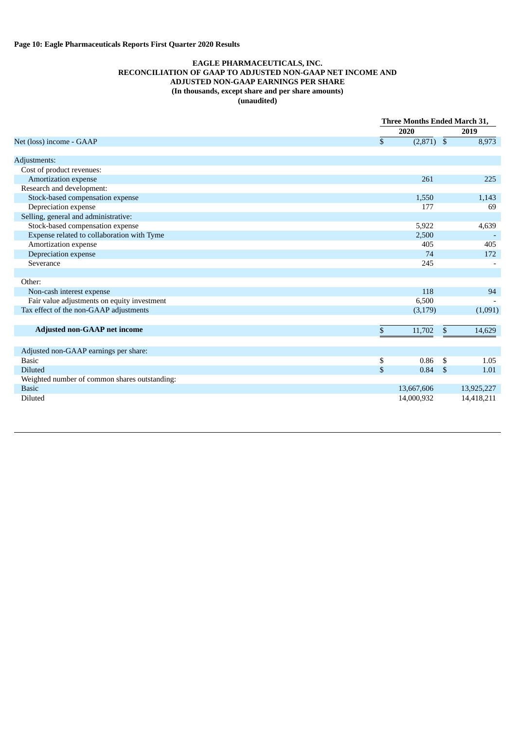**Page 10: Eagle Pharmaceuticals Reports First Quarter 2020 Results**

**EAGLE PHARMACEUTICALS, INC.**
**RECONCILIATION OF GAAP TO ADJUSTED NON-GAAP NET INCOME AND ADJUSTED NON-GAAP EARNINGS PER SHARE**
**(In thousands, except share and per share amounts)**
**(unaudited)**

| | Three Months Ended March 31, | |
|---|---|---|
| | 2020 | 2019 |
| Net (loss) income - GAAP | $ (2,871) | $ 8,973 |
| | | |
| Adjustments: | | |
| Cost of product revenues: | | |
| Amortization expense | 261 | 225 |
| Research and development: | | |
| Stock-based compensation expense | 1,550 | 1,143 |
| Depreciation expense | 177 | 69 |
| Selling, general and administrative: | | |
| Stock-based compensation expense | 5,922 | 4,639 |
| Expense related to collaboration with Tyme | 2,500 | - |
| Amortization expense | 405 | 405 |
| Depreciation expense | 74 | 172 |
| Severance | 245 | - |
| | | |
| Other: | | |
| Non-cash interest expense | 118 | 94 |
| Fair value adjustments on equity investment | 6,500 | - |
| Tax effect of the non-GAAP adjustments | (3,179) | (1,091) |
| | | |
| **Adjusted non-GAAP net income** | $ 11,702 | $ 14,629 |
| | | |
| Adjusted non-GAAP earnings per share: | | |
| Basic | $ 0.86 | $ 1.05 |
| Diluted | $ 0.84 | $ 1.01 |
| Weighted number of common shares outstanding: | | |
| Basic | 13,667,606 | 13,925,227 |
| Diluted | 14,000,932 | 14,418,211 |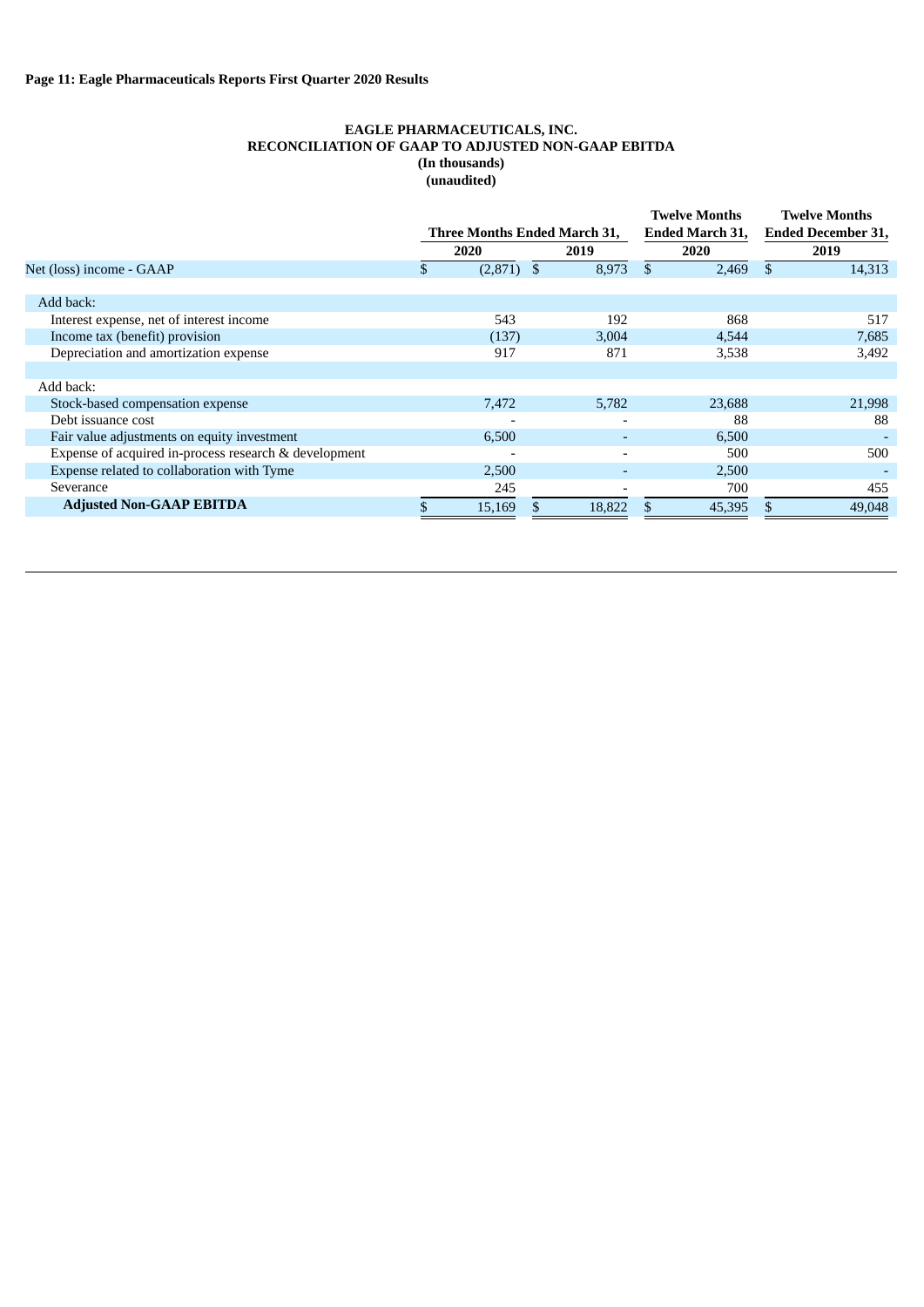**EAGLE PHARMACEUTICALS, INC.**
**RECONCILIATION OF GAAP TO ADJUSTED NON-GAAP EBITDA**
**(In thousands)**
**(unaudited)**

| | Three Months Ended March 31, | | Twelve Months Ended March 31, | Twelve Months Ended December 31, |
|---|---|---|---|---|
| | 2020 | 2019 | 2020 | 2019 |
| Net (loss) income - GAAP | $ (2,871) | $ 8,973 | $ 2,469 | $ 14,313 |
| Add back: | | | | |
| Interest expense, net of interest income | 543 | 192 | 868 | 517 |
| Income tax (benefit) provision | (137) | 3,004 | 4,544 | 7,685 |
| Depreciation and amortization expense | 917 | 871 | 3,538 | 3,492 |
| Add back: | | | | |
| Stock-based compensation expense | 7,472 | 5,782 | 23,688 | 21,998 |
| Debt issuance cost | - | - | 88 | 88 |
| Fair value adjustments on equity investment | 6,500 | - | 6,500 | - |
| Expense of acquired in-process research & development | - | - | 500 | 500 |
| Expense related to collaboration with Tyme | 2,500 | - | 2,500 | - |
| Severance | 245 | - | 700 | 455 |
| **Adjusted Non-GAAP EBITDA** | $ 15,169 | $ 18,822 | $ 45,395 | $ 49,048 |